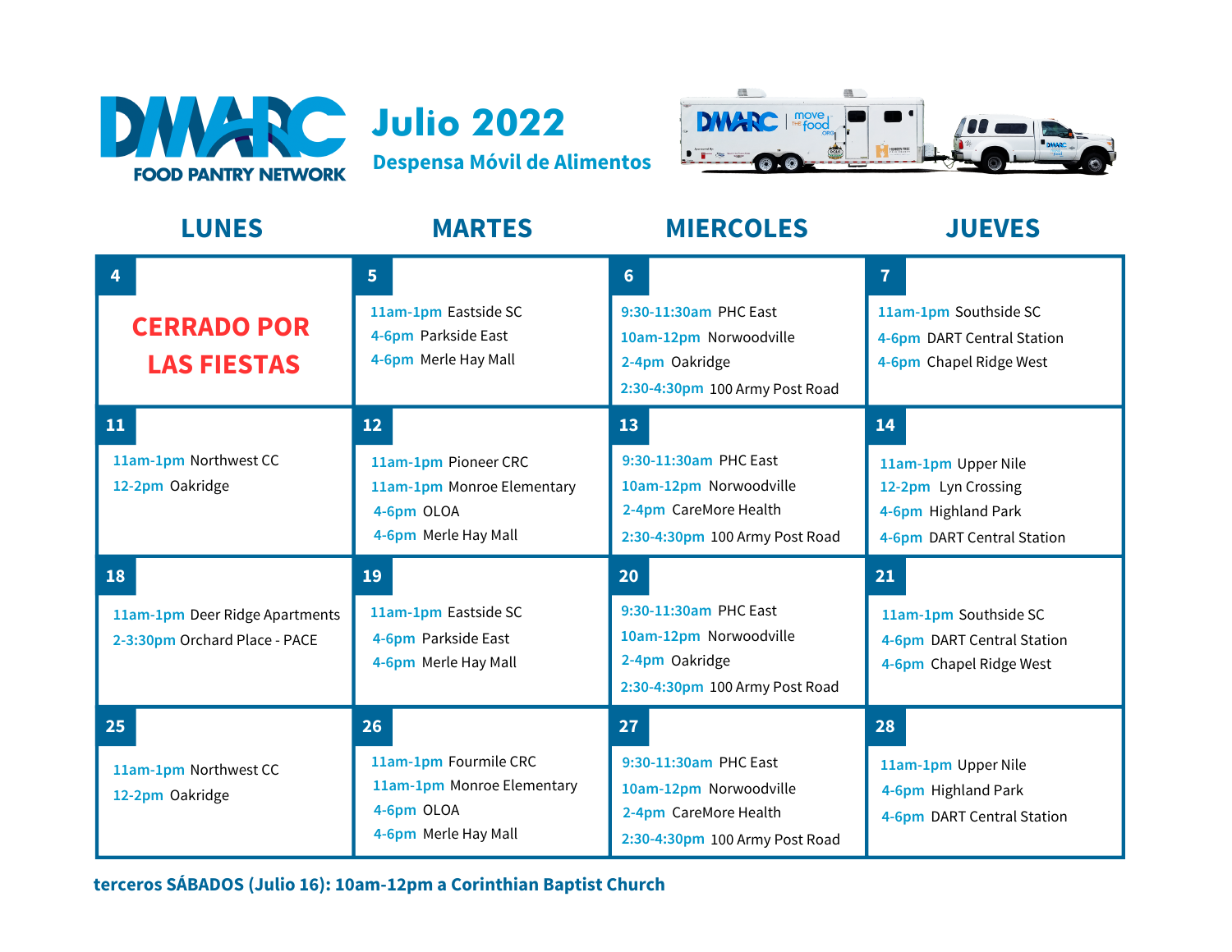# DMARC FOOD PANTRY NETWORK

## Julio 2022

### Despensa Móvil de Alimentos

| LUNES | MARTES | MIERCOLES | JUEVES |
| --- | --- | --- | --- |
| **4**<br>**CERRADO POR LAS FIESTAS** | **5**<br>11am-1pm Eastside SC<br>4-6pm Parkside East<br>4-6pm Merle Hay Mall | **6**<br>9:30-11:30am PHC East<br>10am-12pm Norwoodville<br>2-4pm Oakridge<br>2:30-4:30pm 100 Army Post Road | **7**<br>11am-1pm Southside SC<br>4-6pm DART Central Station<br>4-6pm Chapel Ridge West |
| **11**<br>11am-1pm Northwest CC<br>12-2pm Oakridge | **12**<br>11am-1pm Pioneer CRC<br>11am-1pm Monroe Elementary<br>4-6pm OLOA<br>4-6pm Merle Hay Mall | **13**<br>9:30-11:30am PHC East<br>10am-12pm Norwoodville<br>2-4pm CareMore Health<br>2:30-4:30pm 100 Army Post Road | **14**<br>11am-1pm Upper Nile<br>12-2pm Lyn Crossing<br>4-6pm Highland Park<br>4-6pm DART Central Station |
| **18**<br>11am-1pm Deer Ridge Apartments<br>2-3:30pm Orchard Place - PACE | **19**<br>11am-1pm Eastside SC<br>4-6pm Parkside East<br>4-6pm Merle Hay Mall | **20**<br>9:30-11:30am PHC East<br>10am-12pm Norwoodville<br>2-4pm Oakridge<br>2:30-4:30pm 100 Army Post Road | **21**<br>11am-1pm Southside SC<br>4-6pm DART Central Station<br>4-6pm Chapel Ridge West |
| **25**<br>11am-1pm Northwest CC<br>12-2pm Oakridge | **26**<br>11am-1pm Fourmile CRC<br>11am-1pm Monroe Elementary<br>4-6pm OLOA<br>4-6pm Merle Hay Mall | **27**<br>9:30-11:30am PHC East<br>10am-12pm Norwoodville<br>2-4pm CareMore Health<br>2:30-4:30pm 100 Army Post Road | **28**<br>11am-1pm Upper Nile<br>4-6pm Highland Park<br>4-6pm DART Central Station |

**terceros SÁBADOS (Julio 16): 10am-12pm a Corinthian Baptist Church**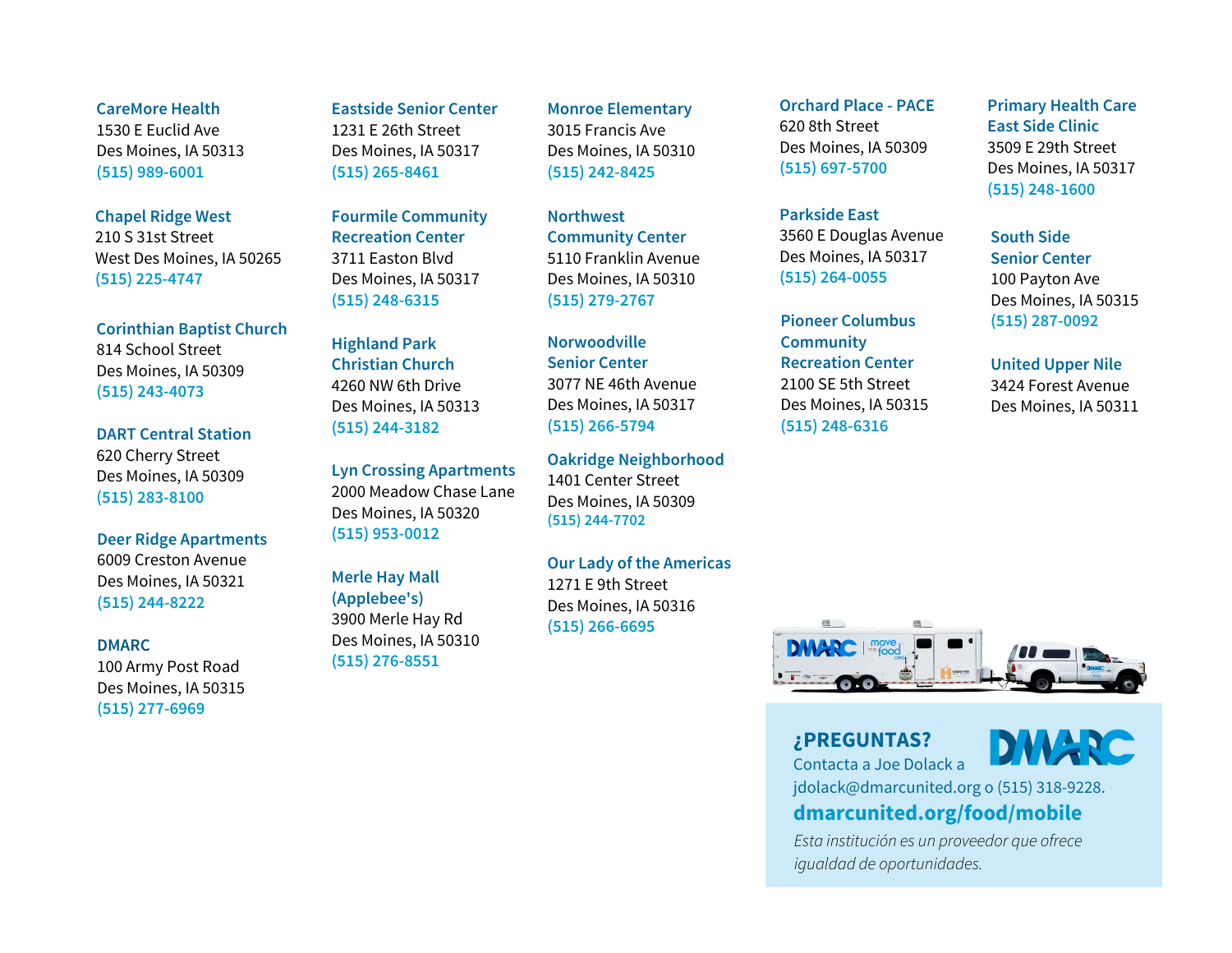**CareMore Health**
1530 E Euclid Ave
Des Moines, IA 50313
(515) 989-6001

**Chapel Ridge West**
210 S 31st Street
West Des Moines, IA 50265
(515) 225-4747

**Corinthian Baptist Church**
814 School Street
Des Moines, IA 50309
(515) 243-4073

**DART Central Station**
620 Cherry Street
Des Moines, IA 50309
(515) 283-8100

**Deer Ridge Apartments**
6009 Creston Avenue
Des Moines, IA 50321
(515) 244-8222

**DMARC**
100 Army Post Road
Des Moines, IA 50315
(515) 277-6969

**Eastside Senior Center**
1231 E 26th Street
Des Moines, IA 50317
(515) 265-8461

**Fourmile Community Recreation Center**
3711 Easton Blvd
Des Moines, IA 50317
(515) 248-6315

**Highland Park Christian Church**
4260 NW 6th Drive
Des Moines, IA 50313
(515) 244-3182

**Lyn Crossing Apartments**
2000 Meadow Chase Lane
Des Moines, IA 50320
(515) 953-0012

**Merle Hay Mall (Applebee's)**
3900 Merle Hay Rd
Des Moines, IA 50310
(515) 276-8551

**Monroe Elementary**
3015 Francis Ave
Des Moines, IA 50310
(515) 242-8425

**Northwest Community Center**
5110 Franklin Avenue
Des Moines, IA 50310
(515) 279-2767

**Norwoodville Senior Center**
3077 NE 46th Avenue
Des Moines, IA 50317
(515) 266-5794

**Oakridge Neighborhood**
1401 Center Street
Des Moines, IA 50309
(515) 244-7702

**Our Lady of the Americas**
1271 E 9th Street
Des Moines, IA 50316
(515) 266-6695

**Orchard Place - PACE**
620 8th Street
Des Moines, IA 50309
(515) 697-5700

**Parkside East**
3560 E Douglas Avenue
Des Moines, IA 50317
(515) 264-0055

**Pioneer Columbus Community Recreation Center**
2100 SE 5th Street
Des Moines, IA 50315
(515) 248-6316

**Primary Health Care East Side Clinic**
3509 E 29th Street
Des Moines, IA 50317
(515) 248-1600

**South Side Senior Center**
100 Payton Ave
Des Moines, IA 50315
(515) 287-0092

**United Upper Nile**
3424 Forest Avenue
Des Moines, IA 50311

## ¿PREGUNTAS?

Contacta a Joe Dolack a jdolack@dmarcunited.org o (515) 318-9228.

**dmarcunited.org/food/mobile**

*Esta institución es un proveedor que ofrece igualdad de oportunidades.*